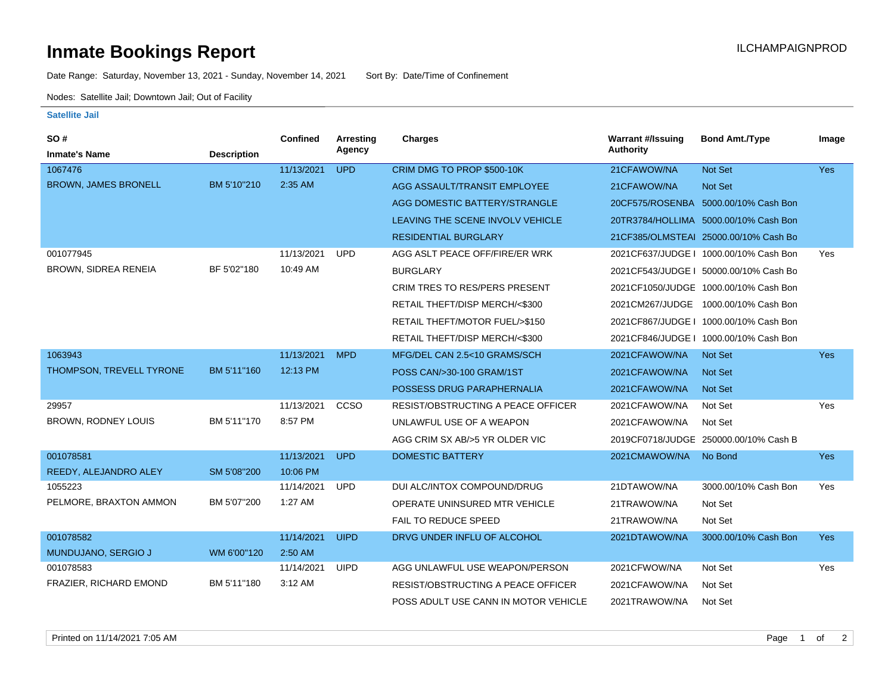# Inmate Bookings Report

ILCHAMPAIGNPROD

Date Range: Saturday, November 13, 2021 - Sunday, November 14, 2021 Sort By: Date/Time of Confinement

Nodes: Satellite Jail; Downtown Jail; Out of Facility

### Satellite Jail

| SO # / Inmate's Name | Description | Confined | Arresting Agency | Charges | Warrant #/Issuing Authority | Bond Amt./Type | Image |
|---|---|---|---|---|---|---|---|
| 1067476 | | 11/13/2021 | UPD | CRIM DMG TO PROP $500-10K | 21CFAWOW/NA | Not Set | Yes |
| BROWN, JAMES BRONELL | BM 5'10"210 | 2:35 AM | | AGG ASSAULT/TRANSIT EMPLOYEE | 21CFAWOW/NA | Not Set | |
| | | | | AGG DOMESTIC BATTERY/STRANGLE | 20CF575/ROSENBA | 5000.00/10% Cash Bon | |
| | | | | LEAVING THE SCENE INVOLV VEHICLE | 20TR3784/HOLLIMA | 5000.00/10% Cash Bon | |
| | | | | RESIDENTIAL BURGLARY | 21CF385/OLMSTEAI | 25000.00/10% Cash Bo | |
| 001077945 | | 11/13/2021 | UPD | AGG ASLT PEACE OFF/FIRE/ER WRK | 2021CF637/JUDGE I | 1000.00/10% Cash Bon | Yes |
| BROWN, SIDREA RENEIA | BF 5'02"180 | 10:49 AM | | BURGLARY | 2021CF543/JUDGE I | 50000.00/10% Cash Bo | |
| | | | | CRIM TRES TO RES/PERS PRESENT | 2021CF1050/JUDGE | 1000.00/10% Cash Bon | |
| | | | | RETAIL THEFT/DISP MERCH/<$300 | 2021CM267/JUDGE | 1000.00/10% Cash Bon | |
| | | | | RETAIL THEFT/MOTOR FUEL/>$150 | 2021CF867/JUDGE I | 1000.00/10% Cash Bon | |
| | | | | RETAIL THEFT/DISP MERCH/<$300 | 2021CF846/JUDGE I | 1000.00/10% Cash Bon | |
| 1063943 | | 11/13/2021 | MPD | MFG/DEL CAN 2.5<10 GRAMS/SCH | 2021CFAWOW/NA | Not Set | Yes |
| THOMPSON, TREVELL TYRONE | BM 5'11"160 | 12:13 PM | | POSS CAN/>30-100 GRAM/1ST | 2021CFAWOW/NA | Not Set | |
| | | | | POSSESS DRUG PARAPHERNALIA | 2021CFAWOW/NA | Not Set | |
| 29957 | | 11/13/2021 | CCSO | RESIST/OBSTRUCTING A PEACE OFFICER | 2021CFAWOW/NA | Not Set | Yes |
| BROWN, RODNEY LOUIS | BM 5'11"170 | 8:57 PM | | UNLAWFUL USE OF A WEAPON | 2021CFAWOW/NA | Not Set | |
| | | | | AGG CRIM SX AB/>5 YR OLDER VIC | 2019CF0718/JUDGE | 250000.00/10% Cash B | |
| 001078581 | | 11/13/2021 | UPD | DOMESTIC BATTERY | 2021CMAWOW/NA | No Bond | Yes |
| REEDY, ALEJANDRO ALEY | SM 5'08"200 | 10:06 PM | | | | | |
| 1055223 | | 11/14/2021 | UPD | DUI ALC/INTOX COMPOUND/DRUG | 21DTAWOW/NA | 3000.00/10% Cash Bon | Yes |
| PELMORE, BRAXTON AMMON | BM 5'07"200 | 1:27 AM | | OPERATE UNINSURED MTR VEHICLE | 21TRAWOW/NA | Not Set | |
| | | | | FAIL TO REDUCE SPEED | 21TRAWOW/NA | Not Set | |
| 001078582 | | 11/14/2021 | UIPD | DRVG UNDER INFLU OF ALCOHOL | 2021DTAWOW/NA | 3000.00/10% Cash Bon | Yes |
| MUNDUJANO, SERGIO J | WM 6'00"120 | 2:50 AM | | | | | |
| 001078583 | | 11/14/2021 | UIPD | AGG UNLAWFUL USE WEAPON/PERSON | 2021CFWOW/NA | Not Set | Yes |
| FRAZIER, RICHARD EMOND | BM 5'11"180 | 3:12 AM | | RESIST/OBSTRUCTING A PEACE OFFICER | 2021CFAWOW/NA | Not Set | |
| | | | | POSS ADULT USE CANN IN MOTOR VEHICLE | 2021TRAWOW/NA | Not Set | |

Printed on 11/14/2021 7:05 AM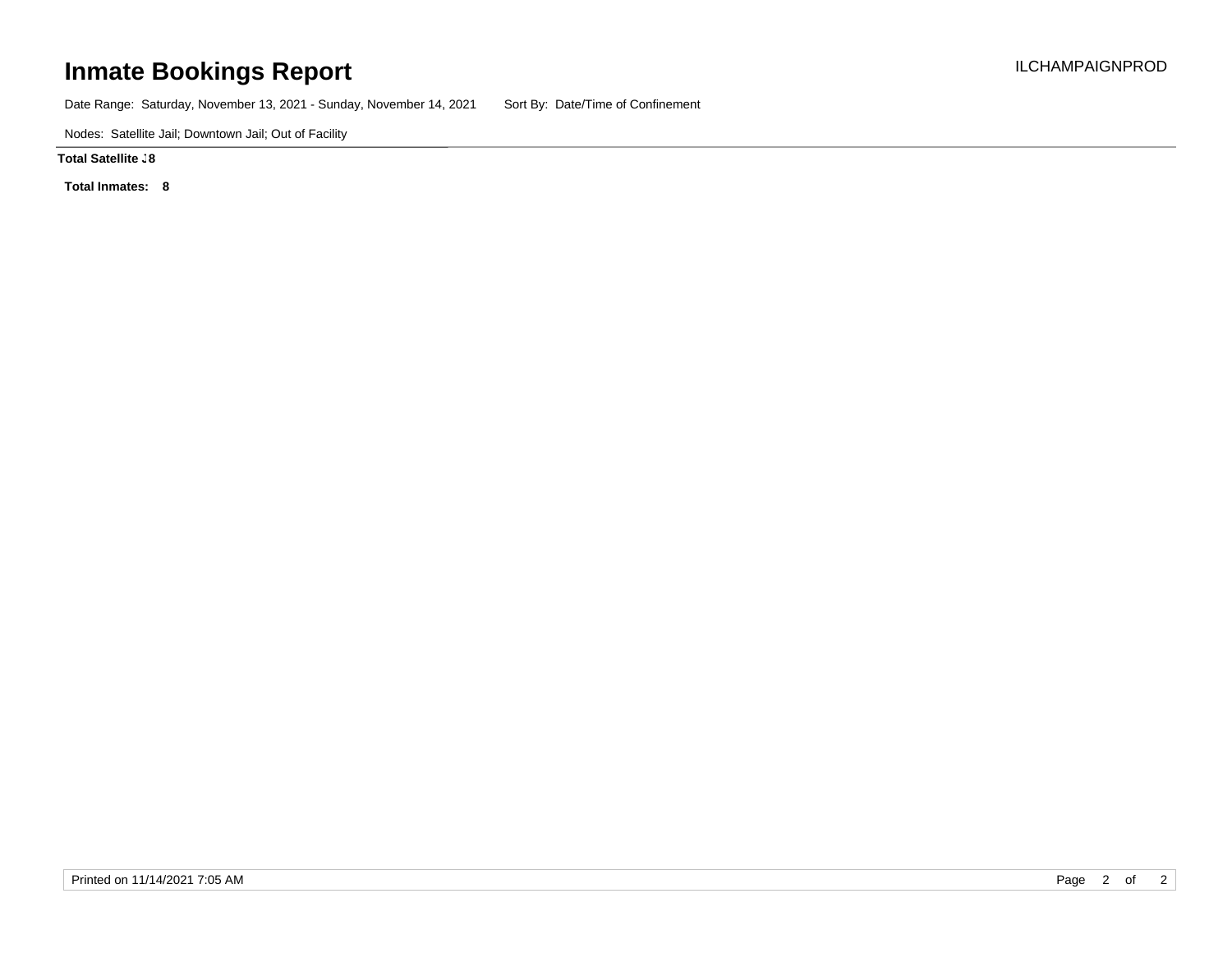# Inmate Bookings Report

ILCHAMPAIGNPROD

Date Range: Saturday, November 13, 2021 - Sunday, November 14, 2021    Sort By: Date/Time of Confinement

Nodes: Satellite Jail; Downtown Jail; Out of Facility

**Total Satellite J8**

**Total Inmates: 8**

Printed on 11/14/2021 7:05 AM